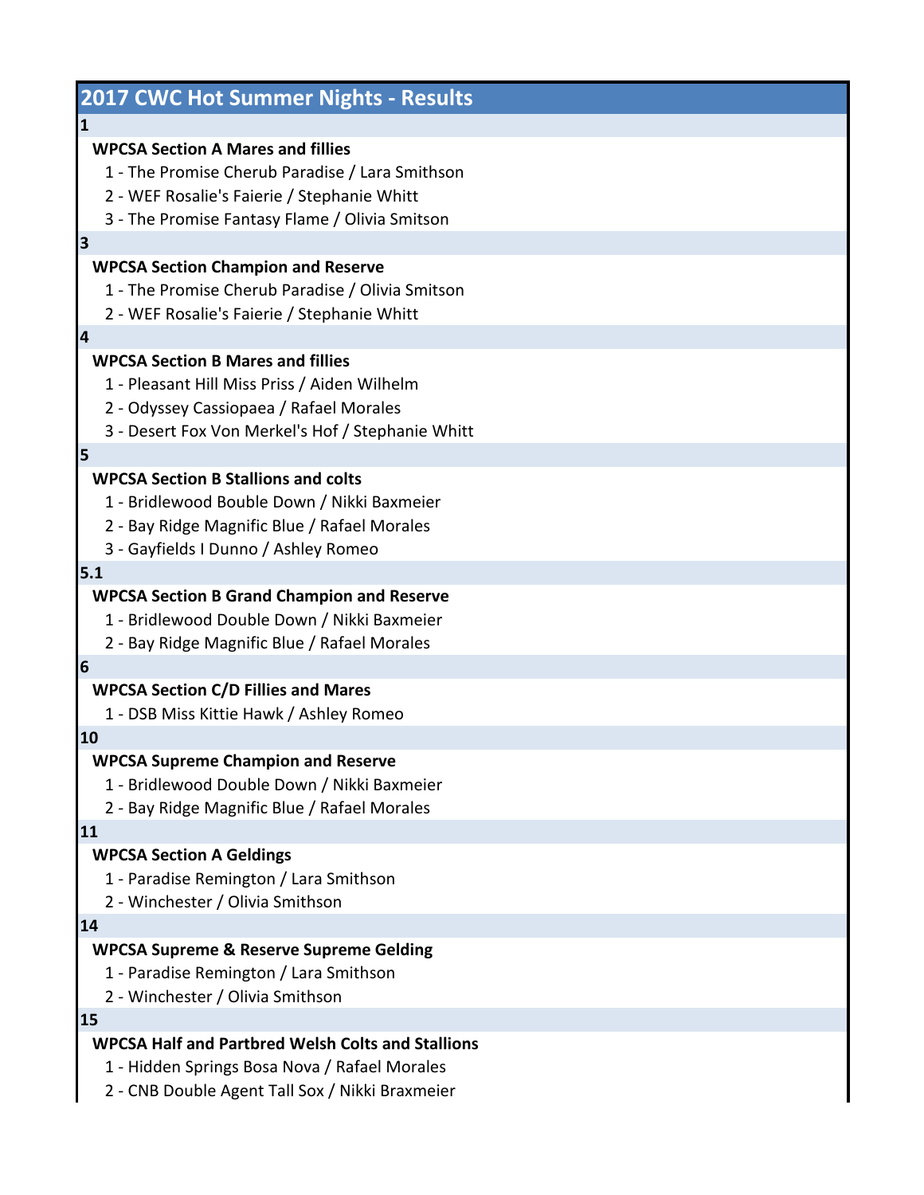# 2017 CWC Hot Summer Nights - Results

**1**

**WPCSA Section A Mares and fillies**

1 - The Promise Cherub Paradise / Lara Smithson
2 - WEF Rosalie's Faierie / Stephanie Whitt
3 - The Promise Fantasy Flame / Olivia Smitson

**3**

**WPCSA Section Champion and Reserve**

1 - The Promise Cherub Paradise / Olivia Smitson
2 - WEF Rosalie's Faierie / Stephanie Whitt

**4**

**WPCSA Section B Mares and fillies**

1 - Pleasant Hill Miss Priss / Aiden Wilhelm
2 - Odyssey Cassiopaea / Rafael Morales
3 - Desert Fox Von Merkel's Hof / Stephanie Whitt

**5**

**WPCSA Section B Stallions and colts**

1 - Bridlewood Bouble Down / Nikki Baxmeier
2 - Bay Ridge Magnific Blue / Rafael Morales
3 - Gayfields I Dunno / Ashley Romeo

**5.1**

**WPCSA Section B Grand Champion and Reserve**

1 - Bridlewood Double Down / Nikki Baxmeier
2 - Bay Ridge Magnific Blue / Rafael Morales

**6**

**WPCSA Section C/D Fillies and Mares**

1 - DSB Miss Kittie Hawk / Ashley Romeo

**10**

**WPCSA Supreme Champion and Reserve**

1 - Bridlewood Double Down / Nikki Baxmeier
2 - Bay Ridge Magnific Blue / Rafael Morales

**11**

**WPCSA Section A Geldings**

1 - Paradise Remington / Lara Smithson
2 - Winchester / Olivia Smithson

**14**

**WPCSA Supreme & Reserve Supreme Gelding**

1 - Paradise Remington / Lara Smithson
2 - Winchester / Olivia Smithson

**15**

**WPCSA Half and Partbred Welsh Colts and Stallions**

1 - Hidden Springs Bosa Nova / Rafael Morales
2 - CNB Double Agent Tall Sox / Nikki Braxmeier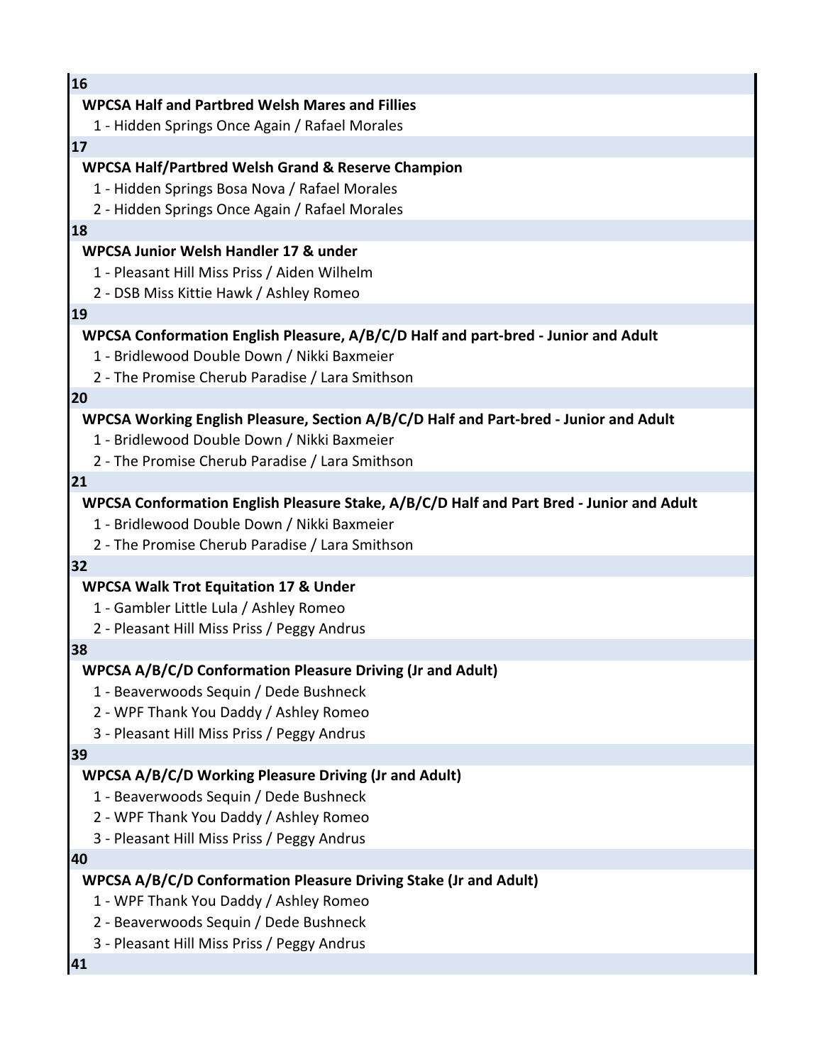**16**

**WPCSA Half and Partbred Welsh Mares and Fillies**

1 - Hidden Springs Once Again / Rafael Morales

**17**

**WPCSA Half/Partbred Welsh Grand & Reserve Champion**

1 - Hidden Springs Bosa Nova / Rafael Morales
2 - Hidden Springs Once Again / Rafael Morales

**18**

**WPCSA Junior Welsh Handler 17 & under**

1 - Pleasant Hill Miss Priss / Aiden Wilhelm
2 - DSB Miss Kittie Hawk / Ashley Romeo

**19**

**WPCSA Conformation English Pleasure, A/B/C/D Half and part-bred - Junior and Adult**

1 - Bridlewood Double Down / Nikki Baxmeier
2 - The Promise Cherub Paradise / Lara Smithson

**20**

**WPCSA Working English Pleasure, Section A/B/C/D Half and Part-bred - Junior and Adult**

1 - Bridlewood Double Down / Nikki Baxmeier
2 - The Promise Cherub Paradise / Lara Smithson

**21**

**WPCSA Conformation English Pleasure Stake, A/B/C/D Half and Part Bred - Junior and Adult**

1 - Bridlewood Double Down / Nikki Baxmeier
2 - The Promise Cherub Paradise / Lara Smithson

**32**

**WPCSA Walk Trot Equitation 17 & Under**

1 - Gambler Little Lula / Ashley Romeo
2 - Pleasant Hill Miss Priss / Peggy Andrus

**38**

**WPCSA A/B/C/D Conformation Pleasure Driving (Jr and Adult)**

1 - Beaverwoods Sequin / Dede Bushneck
2 - WPF Thank You Daddy / Ashley Romeo
3 - Pleasant Hill Miss Priss / Peggy Andrus

**39**

**WPCSA A/B/C/D Working Pleasure Driving (Jr and Adult)**

1 - Beaverwoods Sequin / Dede Bushneck
2 - WPF Thank You Daddy / Ashley Romeo
3 - Pleasant Hill Miss Priss / Peggy Andrus

**40**

**WPCSA A/B/C/D Conformation Pleasure Driving Stake (Jr and Adult)**

1 - WPF Thank You Daddy / Ashley Romeo
2 - Beaverwoods Sequin / Dede Bushneck
3 - Pleasant Hill Miss Priss / Peggy Andrus

**41**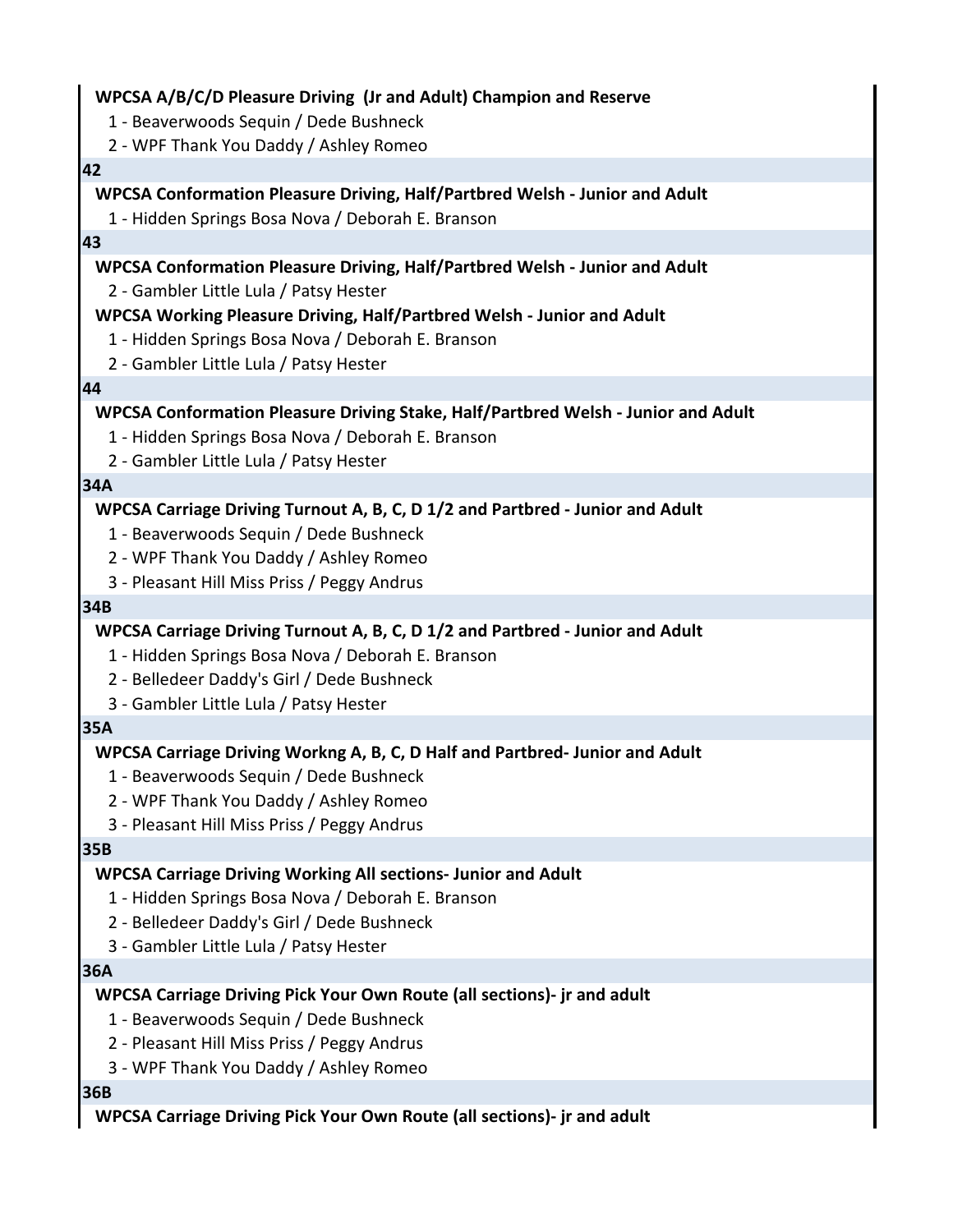**WPCSA A/B/C/D Pleasure Driving (Jr and Adult) Champion and Reserve**

1 - Beaverwoods Sequin / Dede Bushneck
2 - WPF Thank You Daddy / Ashley Romeo

**42**

**WPCSA Conformation Pleasure Driving, Half/Partbred Welsh - Junior and Adult**

1 - Hidden Springs Bosa Nova / Deborah E. Branson

**43**

**WPCSA Conformation Pleasure Driving, Half/Partbred Welsh - Junior and Adult**

2 - Gambler Little Lula / Patsy Hester

**WPCSA Working Pleasure Driving, Half/Partbred Welsh - Junior and Adult**

1 - Hidden Springs Bosa Nova / Deborah E. Branson
2 - Gambler Little Lula / Patsy Hester

**44**

**WPCSA Conformation Pleasure Driving Stake, Half/Partbred Welsh - Junior and Adult**

1 - Hidden Springs Bosa Nova / Deborah E. Branson
2 - Gambler Little Lula / Patsy Hester

**34A**

**WPCSA Carriage Driving Turnout A, B, C, D 1/2 and Partbred - Junior and Adult**

1 - Beaverwoods Sequin / Dede Bushneck
2 - WPF Thank You Daddy / Ashley Romeo
3 - Pleasant Hill Miss Priss / Peggy Andrus

**34B**

**WPCSA Carriage Driving Turnout A, B, C, D 1/2 and Partbred - Junior and Adult**

1 - Hidden Springs Bosa Nova / Deborah E. Branson
2 - Belledeer Daddy's Girl / Dede Bushneck
3 - Gambler Little Lula / Patsy Hester

**35A**

**WPCSA Carriage Driving Workng A, B, C, D Half and Partbred- Junior and Adult**

1 - Beaverwoods Sequin / Dede Bushneck
2 - WPF Thank You Daddy / Ashley Romeo
3 - Pleasant Hill Miss Priss / Peggy Andrus

**35B**

**WPCSA Carriage Driving Working All sections- Junior and Adult**

1 - Hidden Springs Bosa Nova / Deborah E. Branson
2 - Belledeer Daddy's Girl / Dede Bushneck
3 - Gambler Little Lula / Patsy Hester

**36A**

**WPCSA Carriage Driving Pick Your Own Route (all sections)- jr and adult**

1 - Beaverwoods Sequin / Dede Bushneck
2 - Pleasant Hill Miss Priss / Peggy Andrus
3 - WPF Thank You Daddy / Ashley Romeo

**36B**

**WPCSA Carriage Driving Pick Your Own Route (all sections)- jr and adult**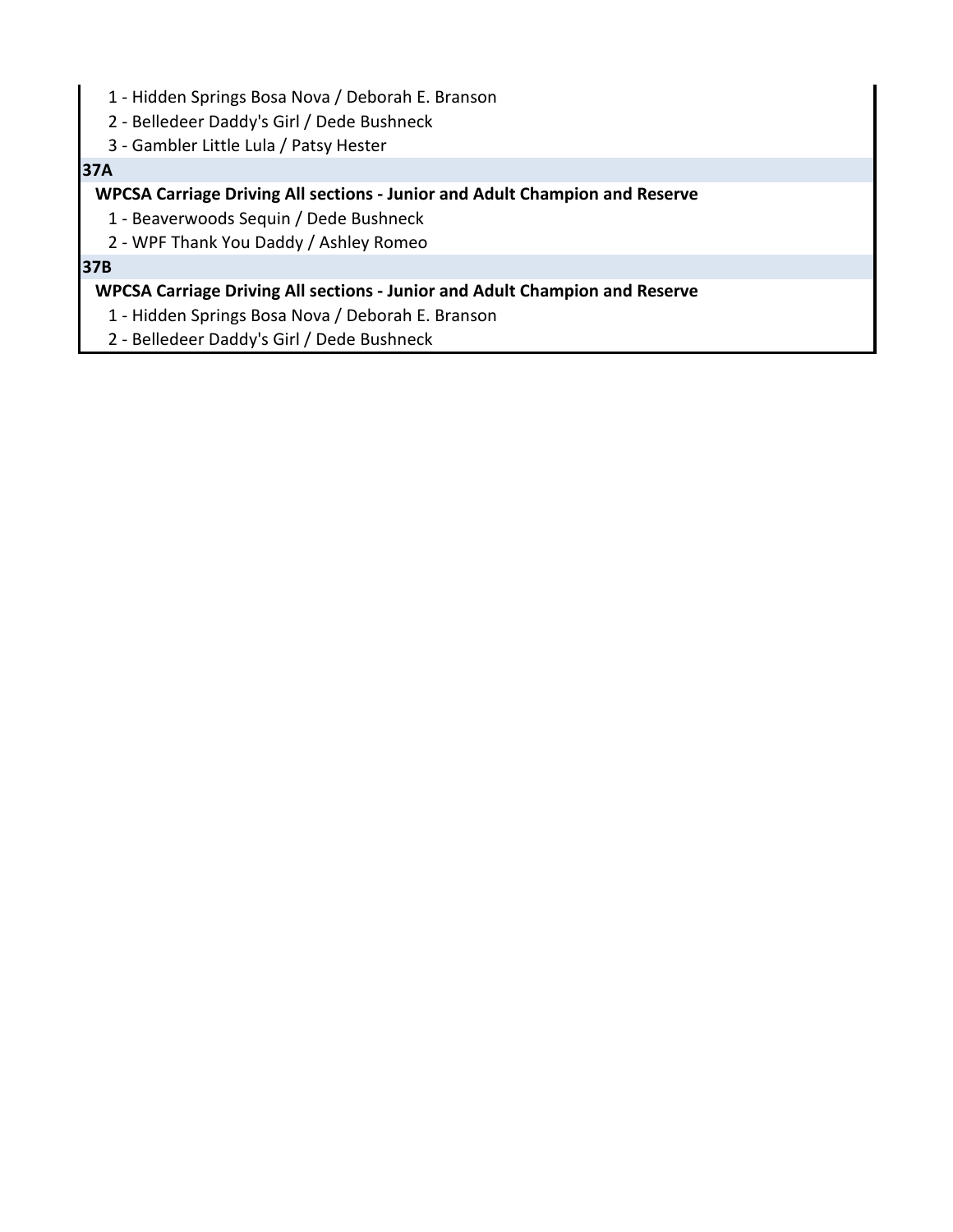1 - Hidden Springs Bosa Nova / Deborah E. Branson
2 - Belledeer Daddy's Girl / Dede Bushneck
3 - Gambler Little Lula / Patsy Hester

**37A**

**WPCSA Carriage Driving All sections - Junior and Adult Champion and Reserve**

1 - Beaverwoods Sequin / Dede Bushneck
2 - WPF Thank You Daddy / Ashley Romeo

**37B**

**WPCSA Carriage Driving All sections - Junior and Adult Champion and Reserve**

1 - Hidden Springs Bosa Nova / Deborah E. Branson
2 - Belledeer Daddy's Girl / Dede Bushneck